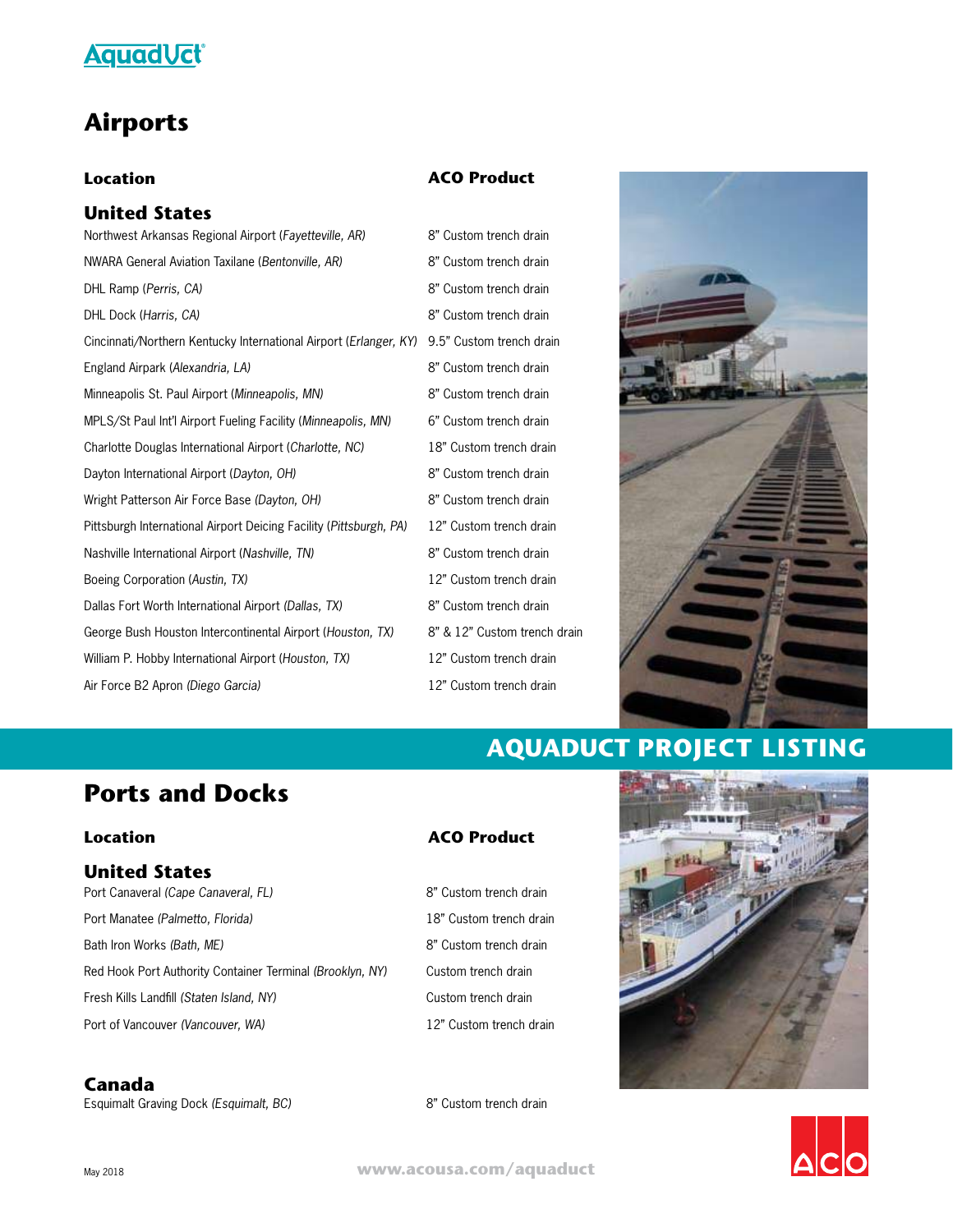AquadUct®

# Airports

| Location | ACO Product |
| --- | --- |
| **United States** | |
| Northwest Arkansas Regional Airport (*Fayetteville, AR*) | 8" Custom trench drain |
| NWARA General Aviation Taxilane (*Bentonville, AR*) | 8" Custom trench drain |
| DHL Ramp (*Perris, CA*) | 8" Custom trench drain |
| DHL Dock (*Harris, CA*) | 8" Custom trench drain |
| Cincinnati/Northern Kentucky International Airport (*Erlanger, KY*) | 9.5" Custom trench drain |
| England Airpark (*Alexandria, LA*) | 8" Custom trench drain |
| Minneapolis St. Paul Airport (*Minneapolis, MN*) | 8" Custom trench drain |
| MPLS/St Paul Int'l Airport Fueling Facility (*Minneapolis, MN*) | 6" Custom trench drain |
| Charlotte Douglas International Airport (*Charlotte, NC*) | 18" Custom trench drain |
| Dayton International Airport (*Dayton, OH*) | 8" Custom trench drain |
| Wright Patterson Air Force Base (*Dayton, OH*) | 8" Custom trench drain |
| Pittsburgh International Airport Deicing Facility (*Pittsburgh, PA*) | 12" Custom trench drain |
| Nashville International Airport (*Nashville, TN*) | 8" Custom trench drain |
| Boeing Corporation (*Austin, TX*) | 12" Custom trench drain |
| Dallas Fort Worth International Airport (*Dallas, TX*) | 8" Custom trench drain |
| George Bush Houston Intercontinental Airport (*Houston, TX*) | 8" & 12" Custom trench drain |
| William P. Hobby International Airport (*Houston, TX*) | 12" Custom trench drain |
| Air Force B2 Apron (*Diego Garcia*) | 12" Custom trench drain |

## AQUADUCT PROJECT LISTING

# Ports and Docks

| Location | ACO Product |
| --- | --- |
| **United States** | |
| Port Canaveral (*Cape Canaveral, FL*) | 8" Custom trench drain |
| Port Manatee (*Palmetto, Florida*) | 18" Custom trench drain |
| Bath Iron Works (*Bath, ME*) | 8" Custom trench drain |
| Red Hook Port Authority Container Terminal (*Brooklyn, NY*) | Custom trench drain |
| Fresh Kills Landfill (*Staten Island, NY*) | Custom trench drain |
| Port of Vancouver (*Vancouver, WA*) | 12" Custom trench drain |
| **Canada** | |
| Esquimalt Graving Dock (*Esquimalt, BC*) | 8" Custom trench drain |

May 2018

www.acousa.com/aquaduct

ACO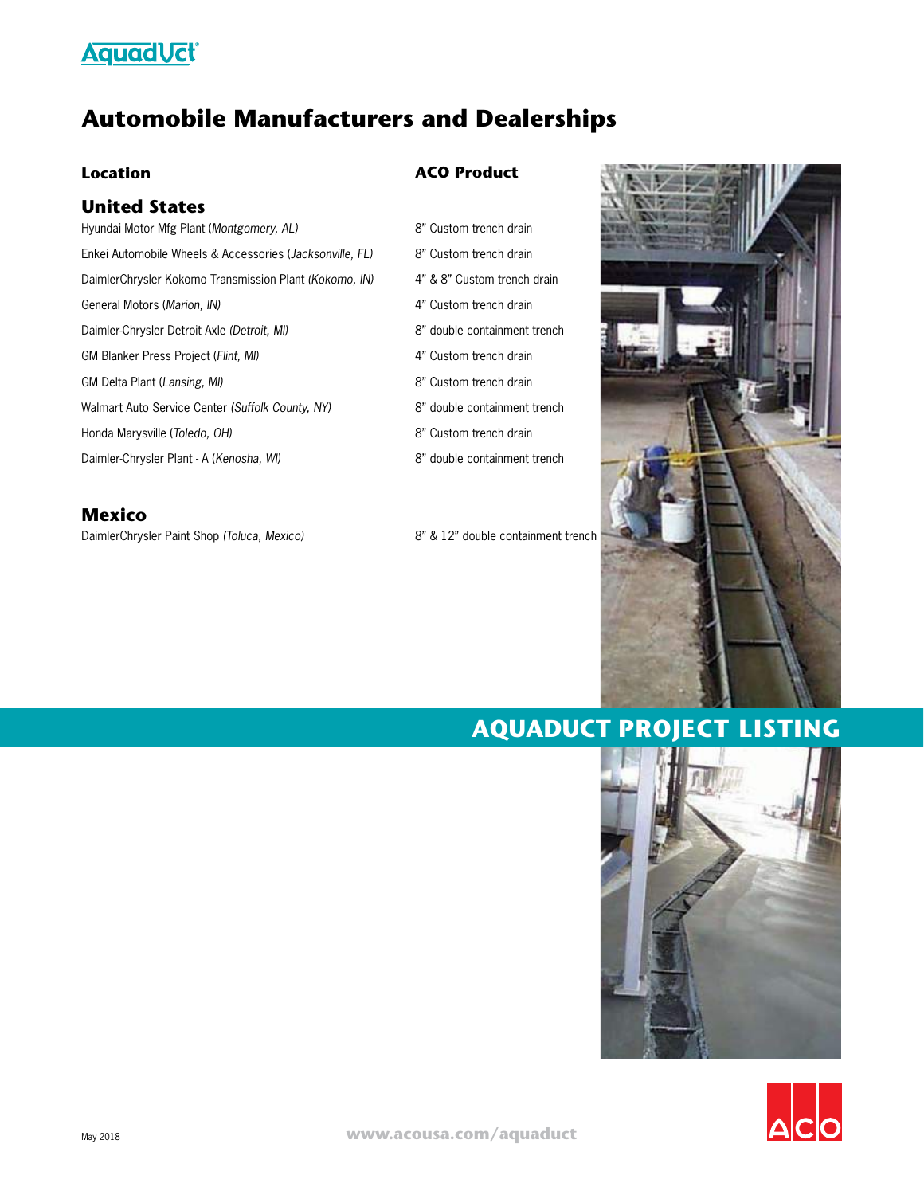# Automobile Manufacturers and Dealerships

| Location | ACO Product |
|---|---|
| **United States** | |
| Hyundai Motor Mfg Plant (*Montgomery, AL)* | 8" Custom trench drain |
| Enkei Automobile Wheels & Accessories (*Jacksonville, FL)* | 8" Custom trench drain |
| DaimlerChrysler Kokomo Transmission Plant *(Kokomo, IN)* | 4" & 8" Custom trench drain |
| General Motors (*Marion, IN)* | 4" Custom trench drain |
| Daimler-Chrysler Detroit Axle *(Detroit, MI)* | 8" double containment trench |
| GM Blanker Press Project (*Flint, MI)* | 4" Custom trench drain |
| GM Delta Plant (*Lansing, MI)* | 8" Custom trench drain |
| Walmart Auto Service Center *(Suffolk County, NY)* | 8" double containment trench |
| Honda Marysville (*Toledo, OH)* | 8" Custom trench drain |
| Daimler-Chrysler Plant - A (*Kenosha, WI)* | 8" double containment trench |
| **Mexico** | |
| DaimlerChrysler Paint Shop *(Toluca, Mexico)* | 8" & 12" double containment trench |

**AQUADUCT PROJECT LISTING**

May 2018

www.acousa.com/aquaduct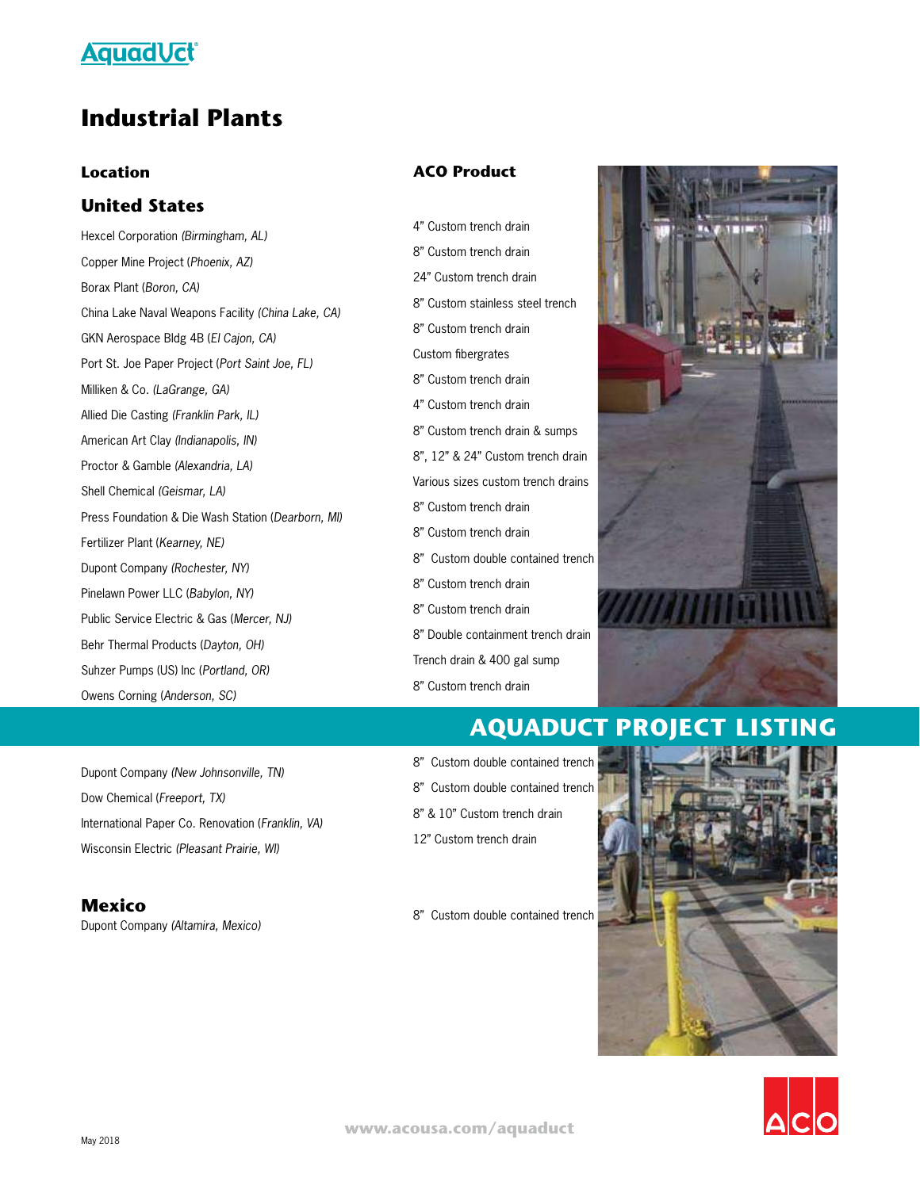# Industrial Plants

## AQUADUCT PROJECT LISTING

| Location | ACO Product |
|---|---|
| **United States** | |
| Hexcel Corporation *(Birmingham, AL)* | 4" Custom trench drain |
| Copper Mine Project (*Phoenix, AZ)* | 8" Custom trench drain |
| Borax Plant (*Boron, CA)* | 24" Custom trench drain |
| China Lake Naval Weapons Facility *(China Lake, CA)* | 8" Custom stainless steel trench |
| GKN Aerospace Bldg 4B (*El Cajon, CA)* | 8" Custom trench drain |
| Port St. Joe Paper Project (*Port Saint Joe, FL)* | Custom fibergrates |
| Milliken & Co. *(LaGrange, GA)* | 8" Custom trench drain |
| Allied Die Casting *(Franklin Park, IL)* | 4" Custom trench drain |
| American Art Clay *(Indianapolis, IN)* | 8" Custom trench drain & sumps |
| Proctor & Gamble *(Alexandria, LA)* | 8", 12" & 24" Custom trench drain |
| Shell Chemical *(Geismar, LA)* | Various sizes custom trench drains |
| Press Foundation & Die Wash Station (*Dearborn, MI)* | 8" Custom trench drain |
| Fertilizer Plant (*Kearney, NE)* | 8" Custom trench drain |
| Dupont Company *(Rochester, NY)* | 8" Custom double contained trench |
| Pinelawn Power LLC (*Babylon, NY)* | 8" Custom trench drain |
| Public Service Electric & Gas (*Mercer, NJ)* | 8" Custom trench drain |
| Behr Thermal Products (*Dayton, OH)* | 8" Double containment trench drain |
| Suhzer Pumps (US) Inc (*Portland, OR)* | Trench drain & 400 gal sump |
| Owens Corning (*Anderson, SC)* | 8" Custom trench drain |
| Dupont Company *(New Johnsonville, TN)* | 8" Custom double contained trench |
| Dow Chemical (*Freeport, TX)* | 8" Custom double contained trench |
| International Paper Co. Renovation (*Franklin, VA)* | 8" & 10" Custom trench drain |
| Wisconsin Electric *(Pleasant Prairie, WI)* | 12" Custom trench drain |
| **Mexico** | |
| Dupont Company *(Altamira, Mexico)* | 8" Custom double contained trench |

www.acousa.com/aquaduct

May 2018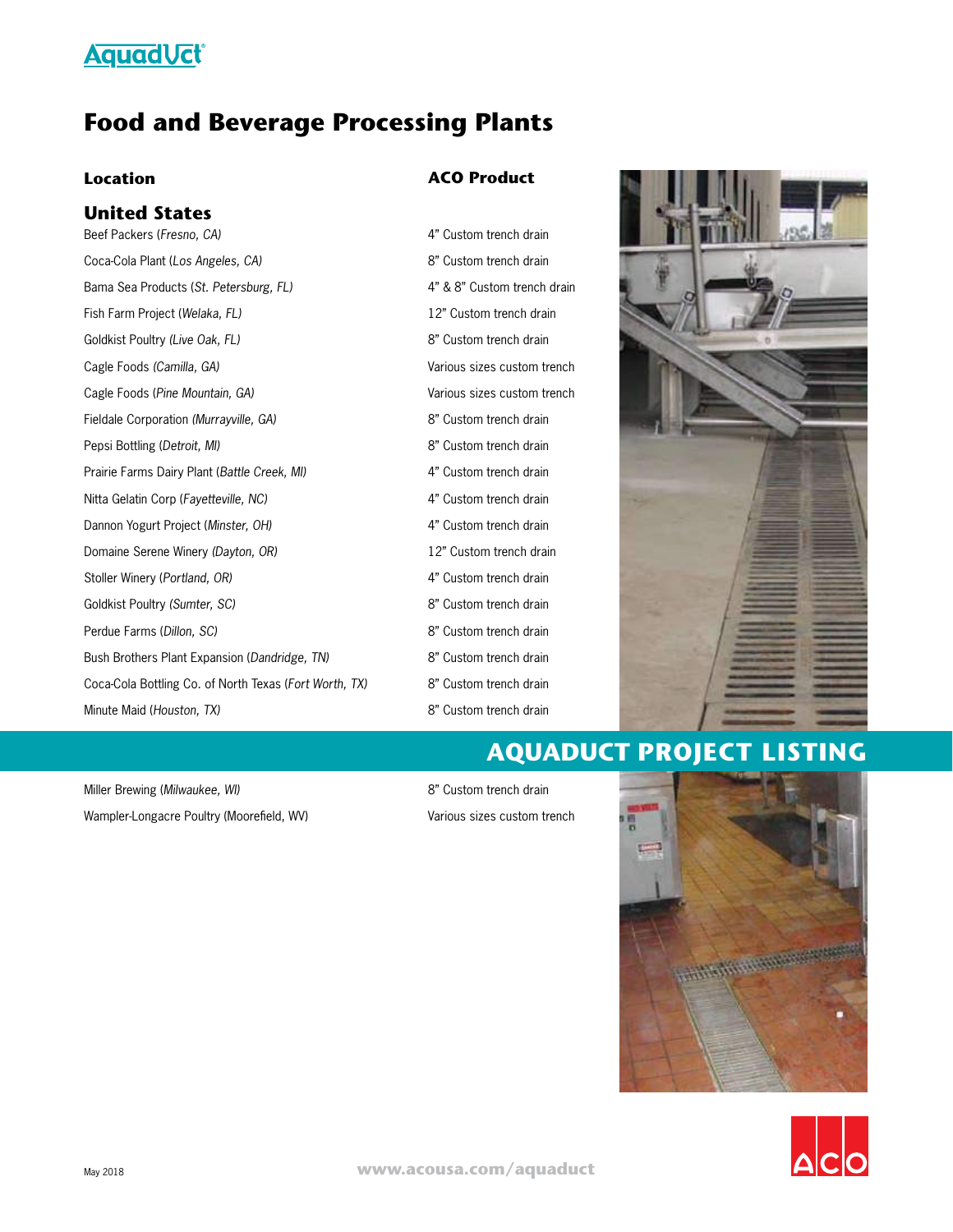# Food and Beverage Processing Plants

| Location | ACO Product |
| --- | --- |
| **United States** | |
| Beef Packers (*Fresno, CA*) | 4" Custom trench drain |
| Coca-Cola Plant (*Los Angeles, CA*) | 8" Custom trench drain |
| Bama Sea Products (*St. Petersburg, FL*) | 4" & 8" Custom trench drain |
| Fish Farm Project (*Welaka, FL*) | 12" Custom trench drain |
| Goldkist Poultry *(Live Oak, FL)* | 8" Custom trench drain |
| Cagle Foods *(Camilla, GA)* | Various sizes custom trench |
| Cagle Foods (*Pine Mountain, GA*) | Various sizes custom trench |
| Fieldale Corporation *(Murrayville, GA)* | 8" Custom trench drain |
| Pepsi Bottling (*Detroit, MI*) | 8" Custom trench drain |
| Prairie Farms Dairy Plant (*Battle Creek, MI*) | 4" Custom trench drain |
| Nitta Gelatin Corp (*Fayetteville, NC*) | 4" Custom trench drain |
| Dannon Yogurt Project (*Minster, OH*) | 4" Custom trench drain |
| Domaine Serene Winery (*Dayton, OR*) | 12" Custom trench drain |
| Stoller Winery (*Portland, OR*) | 4" Custom trench drain |
| Goldkist Poultry *(Sumter, SC)* | 8" Custom trench drain |
| Perdue Farms (*Dillon, SC*) | 8" Custom trench drain |
| Bush Brothers Plant Expansion (*Dandridge, TN*) | 8" Custom trench drain |
| Coca-Cola Bottling Co. of North Texas (*Fort Worth, TX*) | 8" Custom trench drain |
| Minute Maid (*Houston, TX*) | 8" Custom trench drain |
| Miller Brewing (*Milwaukee, WI*) | 8" Custom trench drain |
| Wampler-Longacre Poultry (Moorefield, WV) | Various sizes custom trench |

## AQUADUCT PROJECT LISTING

May 2018

www.acousa.com/aquaduct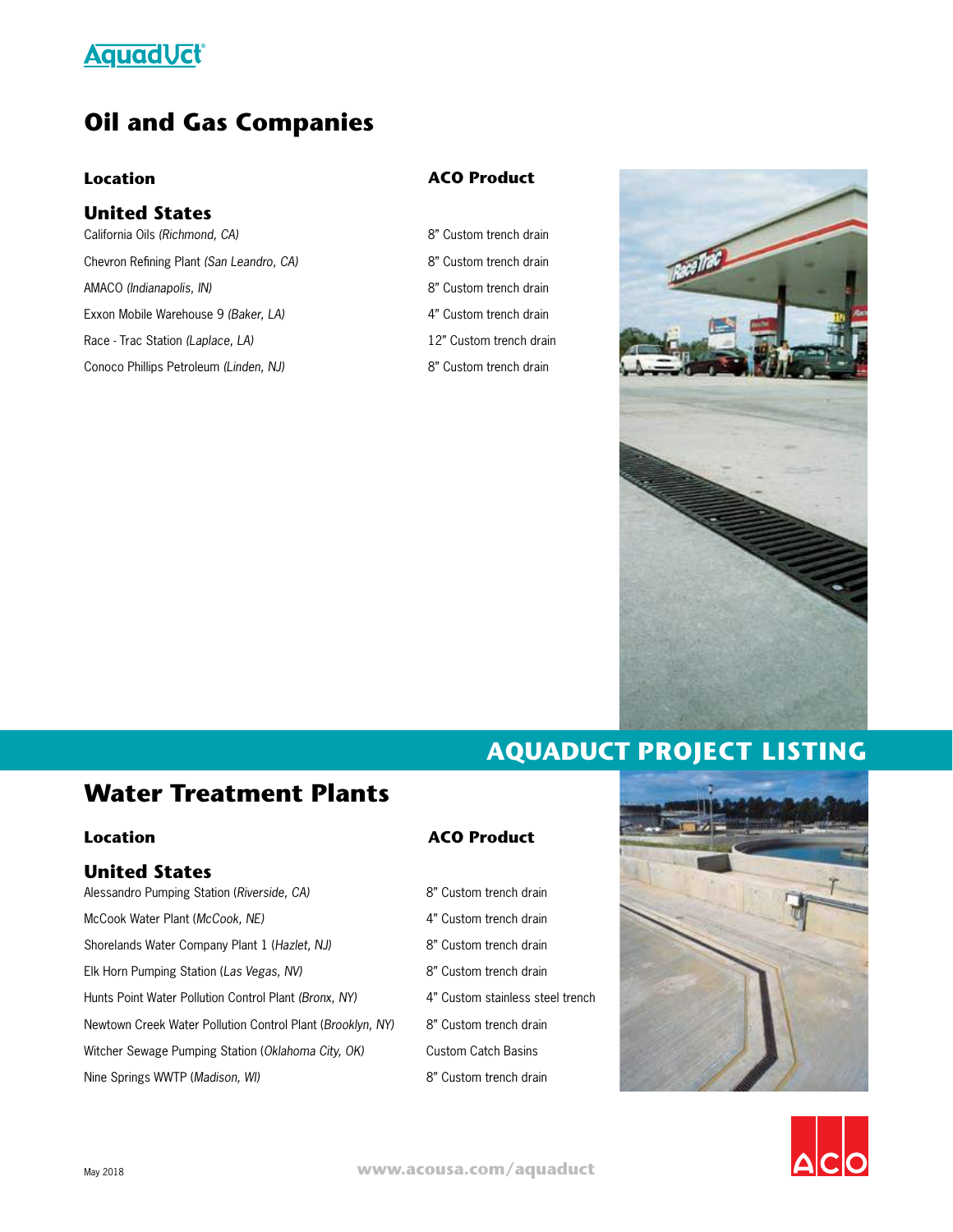# Oil and Gas Companies

| Location | ACO Product |
|---|---|
| **United States** | |
| California Oils *(Richmond, CA)* | 8" Custom trench drain |
| Chevron Refining Plant *(San Leandro, CA)* | 8" Custom trench drain |
| AMACO *(Indianapolis, IN)* | 8" Custom trench drain |
| Exxon Mobile Warehouse 9 *(Baker, LA)* | 4" Custom trench drain |
| Race - Trac Station *(Laplace, LA)* | 12" Custom trench drain |
| Conoco Phillips Petroleum *(Linden, NJ)* | 8" Custom trench drain |

## AQUADUCT PROJECT LISTING

# Water Treatment Plants

| Location | ACO Product |
|---|---|
| **United States** | |
| Alessandro Pumping Station (*Riverside, CA)* | 8" Custom trench drain |
| McCook Water Plant (*McCook, NE)* | 4" Custom trench drain |
| Shorelands Water Company Plant 1 (*Hazlet, NJ)* | 8" Custom trench drain |
| Elk Horn Pumping Station (*Las Vegas, NV)* | 8" Custom trench drain |
| Hunts Point Water Pollution Control Plant *(Bronx, NY)* | 4" Custom stainless steel trench |
| Newtown Creek Water Pollution Control Plant (*Brooklyn, NY)* | 8" Custom trench drain |
| Witcher Sewage Pumping Station (*Oklahoma City, OK)* | Custom Catch Basins |
| Nine Springs WWTP (*Madison, WI)* | 8" Custom trench drain |

May 2018

www.acousa.com/aquaduct